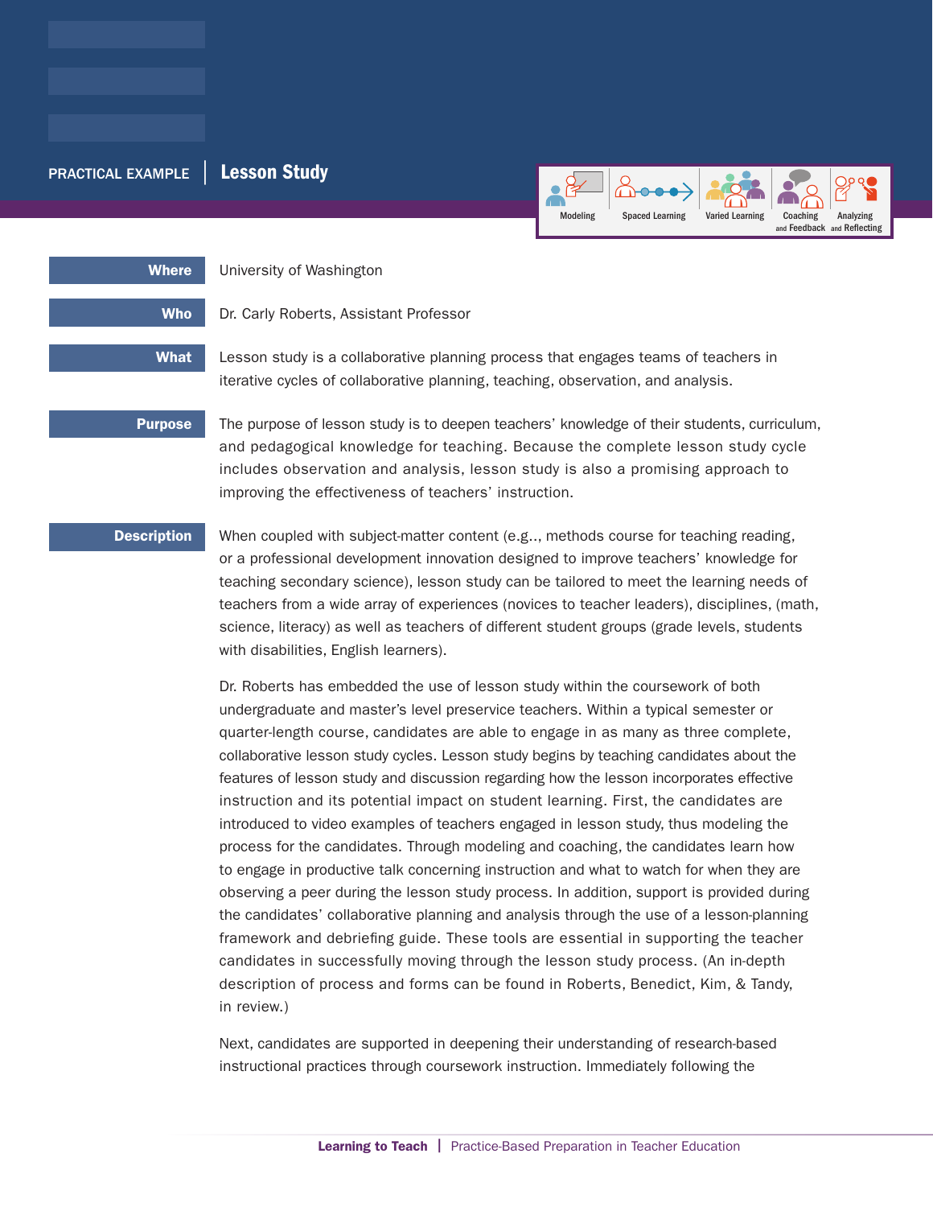PRACTICAL EXAMPLE | **Lesson Study**

Modeling | Spaced Learning | Varied Learning | Coaching and Feedback | Analyzing and Reflecting

**Where** University of Washington

**Who** Dr. Carly Roberts, Assistant Professor

**What** Lesson study is a collaborative planning process that engages teams of teachers in iterative cycles of collaborative planning, teaching, observation, and analysis.

**Purpose** The purpose of lesson study is to deepen teachers' knowledge of their students, curriculum, and pedagogical knowledge for teaching. Because the complete lesson study cycle includes observation and analysis, lesson study is also a promising approach to improving the effectiveness of teachers' instruction.

**Description** When coupled with subject-matter content (e.g.., methods course for teaching reading, or a professional development innovation designed to improve teachers' knowledge for teaching secondary science), lesson study can be tailored to meet the learning needs of teachers from a wide array of experiences (novices to teacher leaders), disciplines, (math, science, literacy) as well as teachers of different student groups (grade levels, students with disabilities, English learners).

Dr. Roberts has embedded the use of lesson study within the coursework of both undergraduate and master's level preservice teachers. Within a typical semester or quarter-length course, candidates are able to engage in as many as three complete, collaborative lesson study cycles. Lesson study begins by teaching candidates about the features of lesson study and discussion regarding how the lesson incorporates effective instruction and its potential impact on student learning. First, the candidates are introduced to video examples of teachers engaged in lesson study, thus modeling the process for the candidates. Through modeling and coaching, the candidates learn how to engage in productive talk concerning instruction and what to watch for when they are observing a peer during the lesson study process. In addition, support is provided during the candidates' collaborative planning and analysis through the use of a lesson-planning framework and debriefing guide. These tools are essential in supporting the teacher candidates in successfully moving through the lesson study process. (An in-depth description of process and forms can be found in Roberts, Benedict, Kim, & Tandy, in review.)

Next, candidates are supported in deepening their understanding of research-based instructional practices through coursework instruction. Immediately following the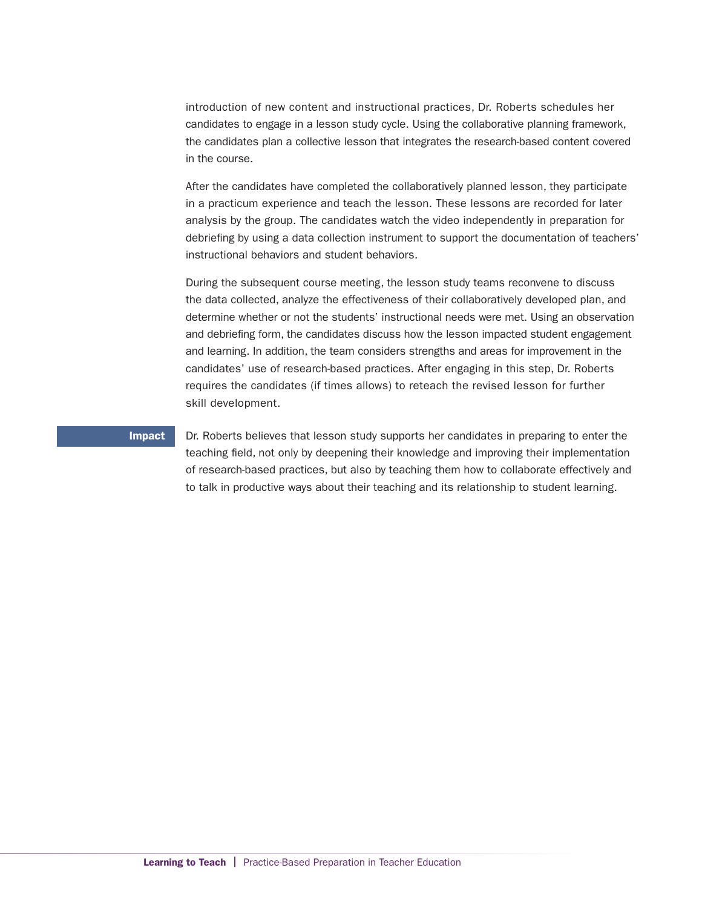introduction of new content and instructional practices, Dr. Roberts schedules her candidates to engage in a lesson study cycle. Using the collaborative planning framework, the candidates plan a collective lesson that integrates the research-based content covered in the course.

After the candidates have completed the collaboratively planned lesson, they participate in a practicum experience and teach the lesson. These lessons are recorded for later analysis by the group. The candidates watch the video independently in preparation for debriefing by using a data collection instrument to support the documentation of teachers' instructional behaviors and student behaviors.

During the subsequent course meeting, the lesson study teams reconvene to discuss the data collected, analyze the effectiveness of their collaboratively developed plan, and determine whether or not the students' instructional needs were met. Using an observation and debriefing form, the candidates discuss how the lesson impacted student engagement and learning. In addition, the team considers strengths and areas for improvement in the candidates' use of research-based practices. After engaging in this step, Dr. Roberts requires the candidates (if times allows) to reteach the revised lesson for further skill development.

**Impact**

Dr. Roberts believes that lesson study supports her candidates in preparing to enter the teaching field, not only by deepening their knowledge and improving their implementation of research-based practices, but also by teaching them how to collaborate effectively and to talk in productive ways about their teaching and its relationship to student learning.